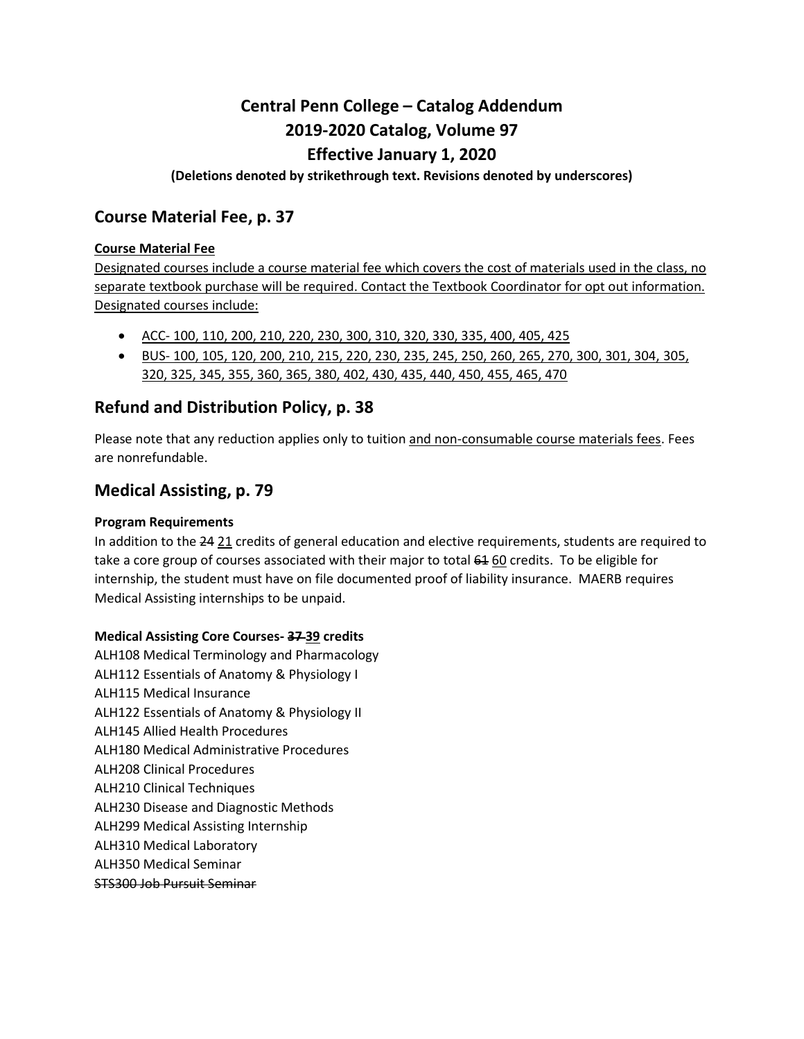# Central Penn College – Catalog Addendum
# 2019-2020 Catalog, Volume 97
# Effective January 1, 2020

**(Deletions denoted by strikethrough text. Revisions denoted by underscores)**

## Course Material Fee, p. 37

**Course Material Fee**

<u>Designated courses include a course material fee which covers the cost of materials used in the class, no separate textbook purchase will be required. Contact the Textbook Coordinator for opt out information. Designated courses include:</u>

- <u>ACC- 100, 110, 200, 210, 220, 230, 300, 310, 320, 330, 335, 400, 405, 425</u>
- <u>BUS- 100, 105, 120, 200, 210, 215, 220, 230, 235, 245, 250, 260, 265, 270, 300, 301, 304, 305, 320, 325, 345, 355, 360, 365, 380, 402, 430, 435, 440, 450, 455, 465, 470</u>

## Refund and Distribution Policy, p. 38

Please note that any reduction applies only to tuition <u>and non-consumable course materials fees</u>. Fees are nonrefundable.

## Medical Assisting, p. 79

**Program Requirements**

In addition to the ~~24~~ <u>21</u> credits of general education and elective requirements, students are required to take a core group of courses associated with their major to total ~~61~~ <u>60</u> credits. To be eligible for internship, the student must have on file documented proof of liability insurance. MAERB requires Medical Assisting internships to be unpaid.

**Medical Assisting Core Courses- ~~37~~ <u>39</u> credits**

ALH108 Medical Terminology and Pharmacology
ALH112 Essentials of Anatomy & Physiology I
ALH115 Medical Insurance
ALH122 Essentials of Anatomy & Physiology II
ALH145 Allied Health Procedures
ALH180 Medical Administrative Procedures
ALH208 Clinical Procedures
ALH210 Clinical Techniques
ALH230 Disease and Diagnostic Methods
ALH299 Medical Assisting Internship
ALH310 Medical Laboratory
ALH350 Medical Seminar
~~STS300 Job Pursuit Seminar~~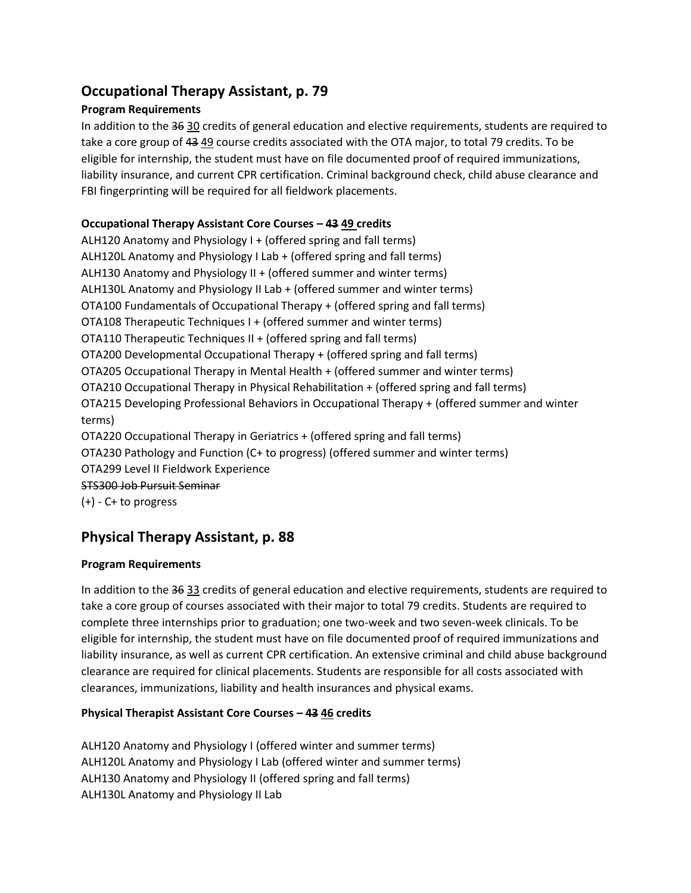## Occupational Therapy Assistant, p. 79

**Program Requirements**

In addition to the ~~36~~ <u>30</u> credits of general education and elective requirements, students are required to take a core group of ~~43~~ <u>49</u> course credits associated with the OTA major, to total 79 credits. To be eligible for internship, the student must have on file documented proof of required immunizations, liability insurance, and current CPR certification. Criminal background check, child abuse clearance and FBI fingerprinting will be required for all fieldwork placements.

**Occupational Therapy Assistant Core Courses – ~~43~~ <u>49</u> credits**

ALH120 Anatomy and Physiology I + (offered spring and fall terms)
ALH120L Anatomy and Physiology I Lab + (offered spring and fall terms)
ALH130 Anatomy and Physiology II + (offered summer and winter terms)
ALH130L Anatomy and Physiology II Lab + (offered summer and winter terms)
OTA100 Fundamentals of Occupational Therapy + (offered spring and fall terms)
OTA108 Therapeutic Techniques I + (offered summer and winter terms)
OTA110 Therapeutic Techniques II + (offered spring and fall terms)
OTA200 Developmental Occupational Therapy + (offered spring and fall terms)
OTA205 Occupational Therapy in Mental Health + (offered summer and winter terms)
OTA210 Occupational Therapy in Physical Rehabilitation + (offered spring and fall terms)
OTA215 Developing Professional Behaviors in Occupational Therapy + (offered summer and winter terms)
OTA220 Occupational Therapy in Geriatrics + (offered spring and fall terms)
OTA230 Pathology and Function (C+ to progress) (offered summer and winter terms)
OTA299 Level II Fieldwork Experience
~~STS300 Job Pursuit Seminar~~
(+) - C+ to progress

## Physical Therapy Assistant, p. 88

**Program Requirements**

In addition to the ~~36~~ <u>33</u> credits of general education and elective requirements, students are required to take a core group of courses associated with their major to total 79 credits. Students are required to complete three internships prior to graduation; one two-week and two seven-week clinicals. To be eligible for internship, the student must have on file documented proof of required immunizations and liability insurance, as well as current CPR certification. An extensive criminal and child abuse background clearance are required for clinical placements. Students are responsible for all costs associated with clearances, immunizations, liability and health insurances and physical exams.

**Physical Therapist Assistant Core Courses – ~~43~~ <u>46</u> credits**

ALH120 Anatomy and Physiology I (offered winter and summer terms)
ALH120L Anatomy and Physiology I Lab (offered winter and summer terms)
ALH130 Anatomy and Physiology II (offered spring and fall terms)
ALH130L Anatomy and Physiology II Lab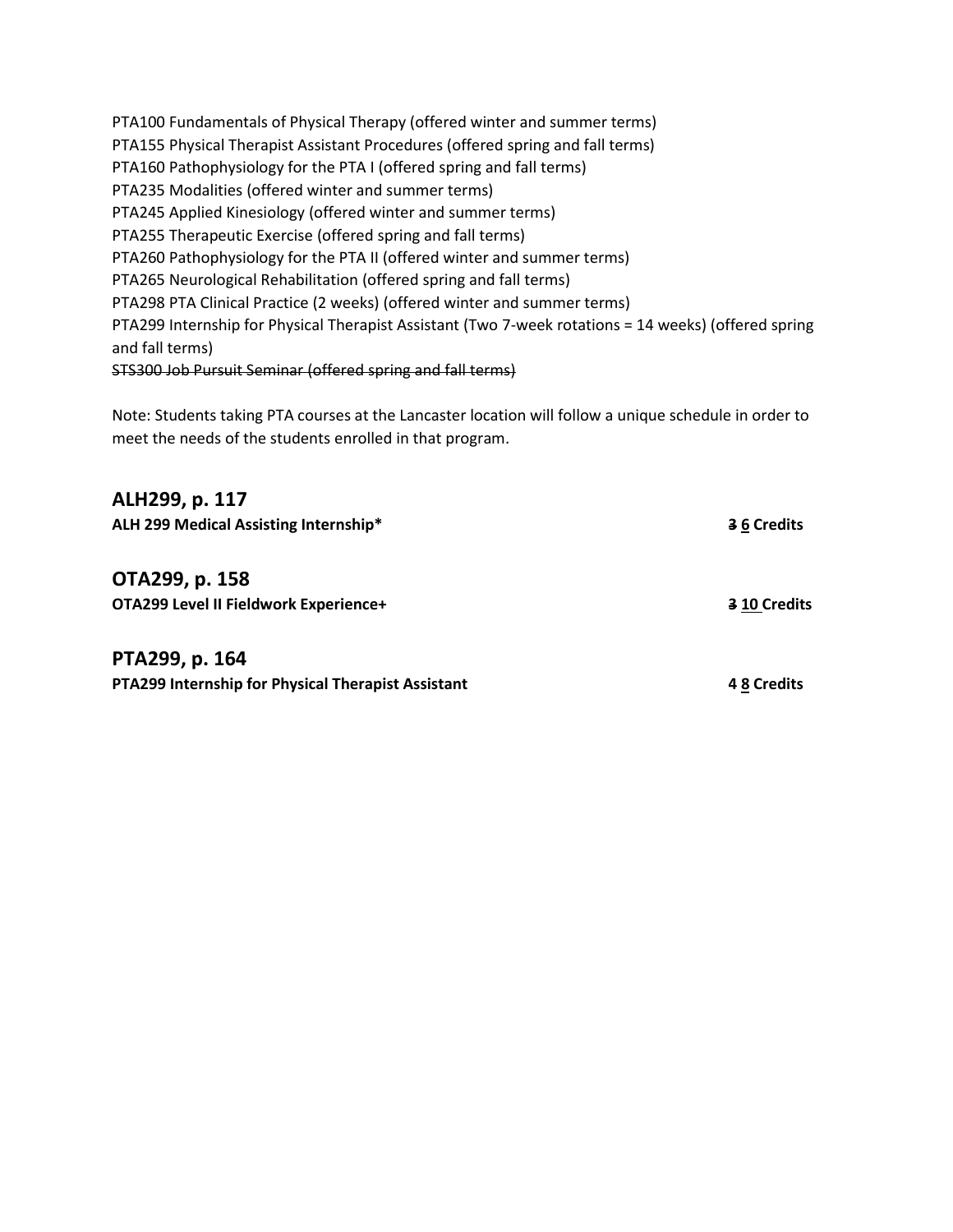PTA100 Fundamentals of Physical Therapy (offered winter and summer terms)
PTA155 Physical Therapist Assistant Procedures (offered spring and fall terms)
PTA160 Pathophysiology for the PTA I (offered spring and fall terms)
PTA235 Modalities (offered winter and summer terms)
PTA245 Applied Kinesiology (offered winter and summer terms)
PTA255 Therapeutic Exercise (offered spring and fall terms)
PTA260 Pathophysiology for the PTA II (offered winter and summer terms)
PTA265 Neurological Rehabilitation (offered spring and fall terms)
PTA298 PTA Clinical Practice (2 weeks) (offered winter and summer terms)
PTA299 Internship for Physical Therapist Assistant (Two 7-week rotations = 14 weeks) (offered spring and fall terms)
~~STS300 Job Pursuit Seminar (offered spring and fall terms)~~

Note: Students taking PTA courses at the Lancaster location will follow a unique schedule in order to meet the needs of the students enrolled in that program.

## ALH299, p. 117

**ALH 299 Medical Assisting Internship*** **~~3~~ 6 Credits**

## OTA299, p. 158

**OTA299 Level II Fieldwork Experience+** **~~3~~ 10 Credits**

## PTA299, p. 164

**PTA299 Internship for Physical Therapist Assistant** **4 8 Credits**